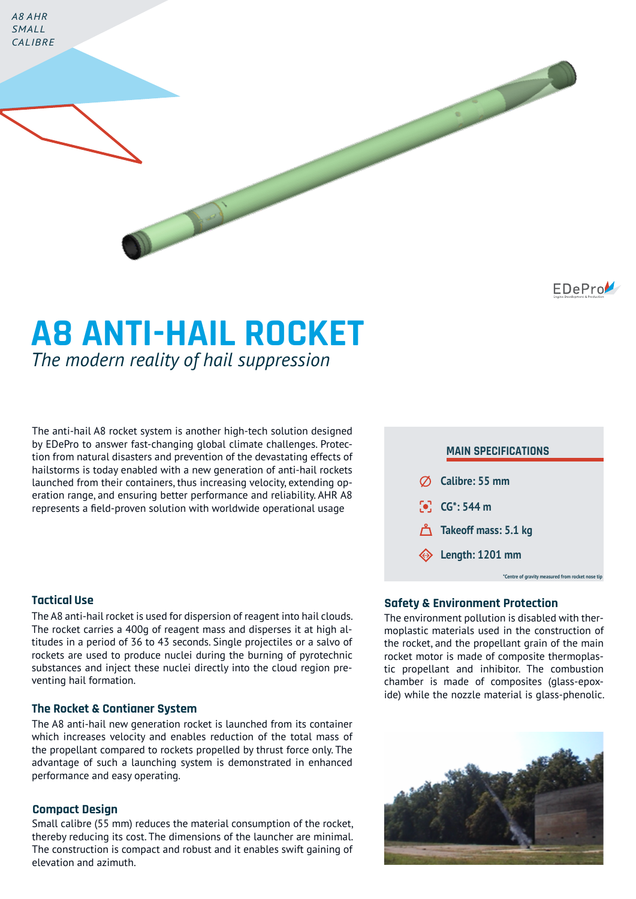A8 AHR
SMALL
CALIBRE

# A8 ANTI-HAIL ROCKET

*The modern reality of hail suppression*

The anti-hail A8 rocket system is another high-tech solution designed by EDePro to answer fast-changing global climate challenges. Protection from natural disasters and prevention of the devastating effects of hailstorms is today enabled with a new generation of anti-hail rockets launched from their containers, thus increasing velocity, extending operation range, and ensuring better performance and reliability. AHR A8 represents a field-proven solution with worldwide operational usage

## MAIN SPECIFICATIONS

- **Calibre: 55 mm**
- **CG*: 544 m**
- **Takeoff mass: 5.1 kg**
- **Length: 1201 mm**

*Centre of gravity measured from rocket nose tip

### Tactical Use

The A8 anti-hail rocket is used for dispersion of reagent into hail clouds. The rocket carries a 400g of reagent mass and disperses it at high altitudes in a period of 36 to 43 seconds. Single projectiles or a salvo of rockets are used to produce nuclei during the burning of pyrotechnic substances and inject these nuclei directly into the cloud region preventing hail formation.

### The Rocket & Contianer System

The A8 anti-hail new generation rocket is launched from its container which increases velocity and enables reduction of the total mass of the propellant compared to rockets propelled by thrust force only. The advantage of such a launching system is demonstrated in enhanced performance and easy operating.

### Compact Design

Small calibre (55 mm) reduces the material consumption of the rocket, thereby reducing its cost. The dimensions of the launcher are minimal. The construction is compact and robust and it enables swift gaining of elevation and azimuth.

### Safety & Environment Protection

The environment pollution is disabled with thermoplastic materials used in the construction of the rocket, and the propellant grain of the main rocket motor is made of composite thermoplastic propellant and inhibitor. The combustion chamber is made of composites (glass-epoxide) while the nozzle material is glass-phenolic.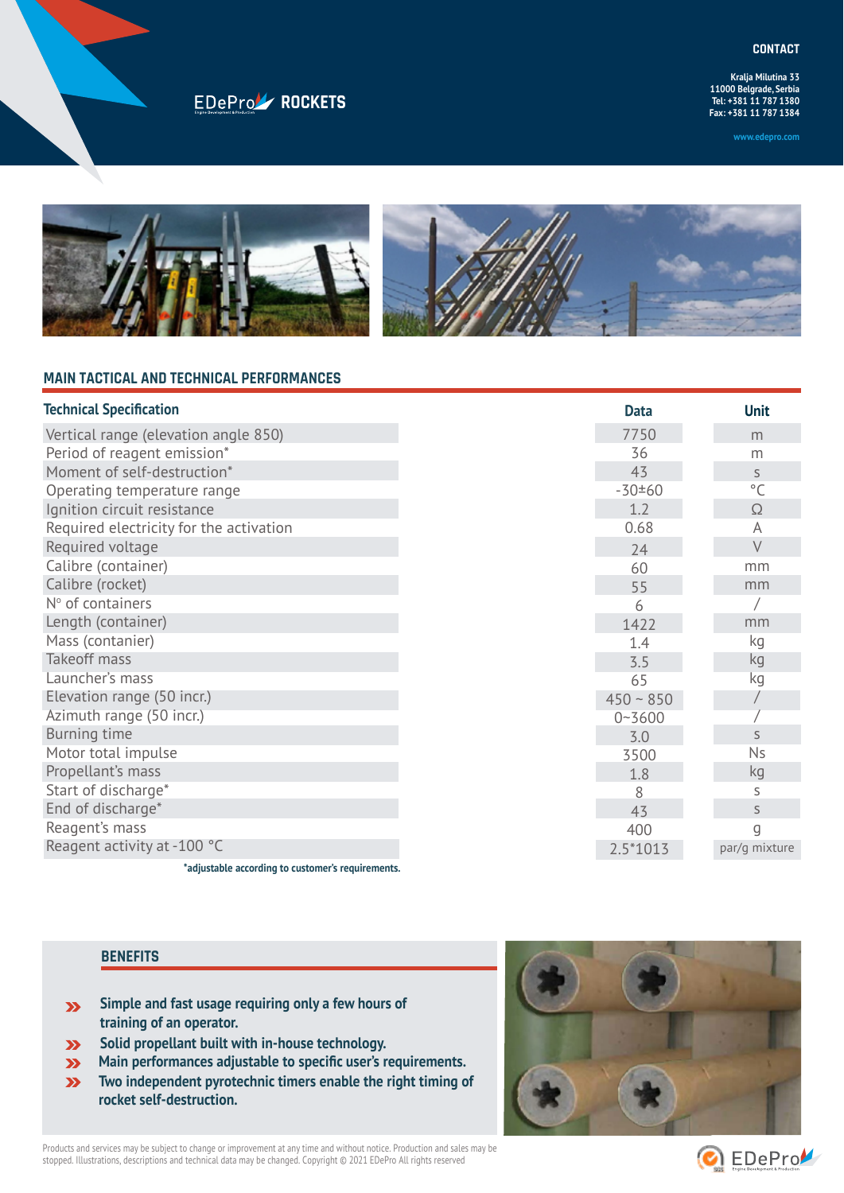EDePro ROCKETS

**CONTACT**

Kralja Milutina 33
11000 Belgrade, Serbia
Tel: +381 11 787 1380
Fax: +381 11 787 1384

www.edepro.com

## MAIN TACTICAL AND TECHNICAL PERFORMANCES

| Technical Specification | Data | Unit |
|---|---|---|
| Vertical range (elevation angle 850) | 7750 | m |
| Period of reagent emission* | 36 | m |
| Moment of self-destruction* | 43 | s |
| Operating temperature range | -30±60 | °C |
| Ignition circuit resistance | 1.2 | Ω |
| Required electricity for the activation | 0.68 | A |
| Required voltage | 24 | V |
| Calibre (container) | 60 | mm |
| Calibre (rocket) | 55 | mm |
| N° of containers | 6 | / |
| Length (container) | 1422 | mm |
| Mass (contanier) | 1.4 | kg |
| Takeoff mass | 3.5 | kg |
| Launcher's mass | 65 | kg |
| Elevation range (50 incr.) | 450 ~ 850 | / |
| Azimuth range (50 incr.) | 0~3600 | / |
| Burning time | 3.0 | s |
| Motor total impulse | 3500 | Ns |
| Propellant's mass | 1.8 | kg |
| Start of discharge* | 8 | s |
| End of discharge* | 43 | s |
| Reagent's mass | 400 | g |
| Reagent activity at -100 °C | 2.5*1013 | par/g mixture |

*adjustable according to customer's requirements.

### BENEFITS

- Simple and fast usage requiring only a few hours of training of an operator.
- Solid propellant built with in-house technology.
- Main performances adjustable to specific user's requirements.
- Two independent pyrotechnic timers enable the right timing of rocket self-destruction.

Products and services may be subject to change or improvement at any time and without notice. Production and sales may be stopped. Illustrations, descriptions and technical data may be changed. Copyright © 2021 EDePro All rights reserved